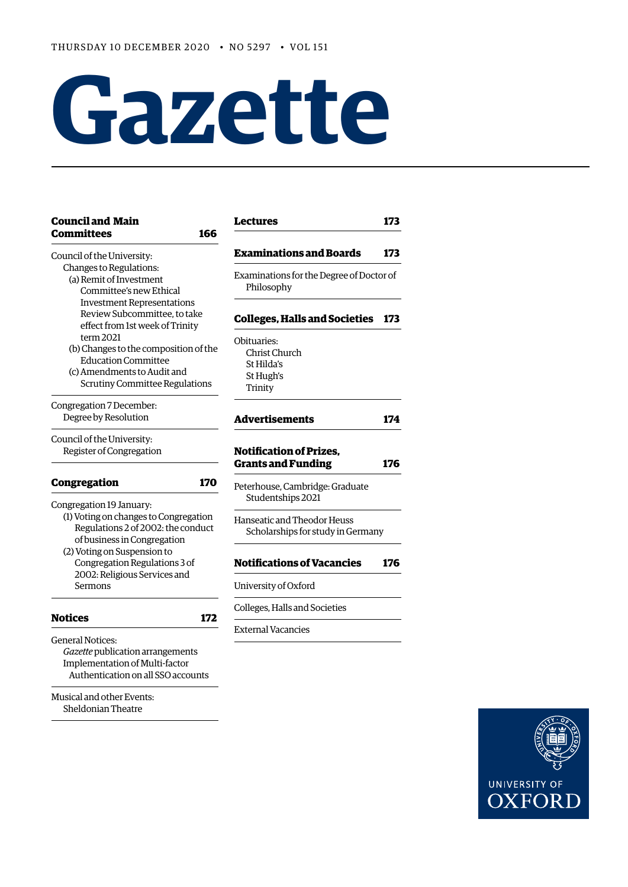THURSDAY 10 DECEMBER 2020 • NO 5297 • VOL 151

# Gazette

## Council and Main Committees 166

Council of the University:
- Changes to Regulations:
  - (a) Remit of Investment Committee's new Ethical Investment Representations Review Subcommittee, to take effect from 1st week of Trinity term 2021
  - (b) Changes to the composition of the Education Committee
  - (c) Amendments to Audit and Scrutiny Committee Regulations

Congregation 7 December:
- Degree by Resolution

Council of the University:
- Register of Congregation

## Congregation 170

Congregation 19 January:
- (1) Voting on changes to Congregation Regulations 2 of 2002: the conduct of business in Congregation
- (2) Voting on Suspension to Congregation Regulations 3 of 2002: Religious Services and Sermons

## Notices 172

General Notices:
- *Gazette* publication arrangements
- Implementation of Multi-factor Authentication on all SSO accounts

Musical and other Events:
- Sheldonian Theatre

## Lectures 173

## Examinations and Boards 173

Examinations for the Degree of Doctor of Philosophy

## Colleges, Halls and Societies 173

Obituaries:
- Christ Church
- St Hilda's
- St Hugh's
- Trinity

## Advertisements 174

## Notification of Prizes, Grants and Funding 176

Peterhouse, Cambridge: Graduate Studentships 2021

Hanseatic and Theodor Heuss Scholarships for study in Germany

## Notifications of Vacancies 176

University of Oxford

Colleges, Halls and Societies

External Vacancies

UNIVERSITY OF OXFORD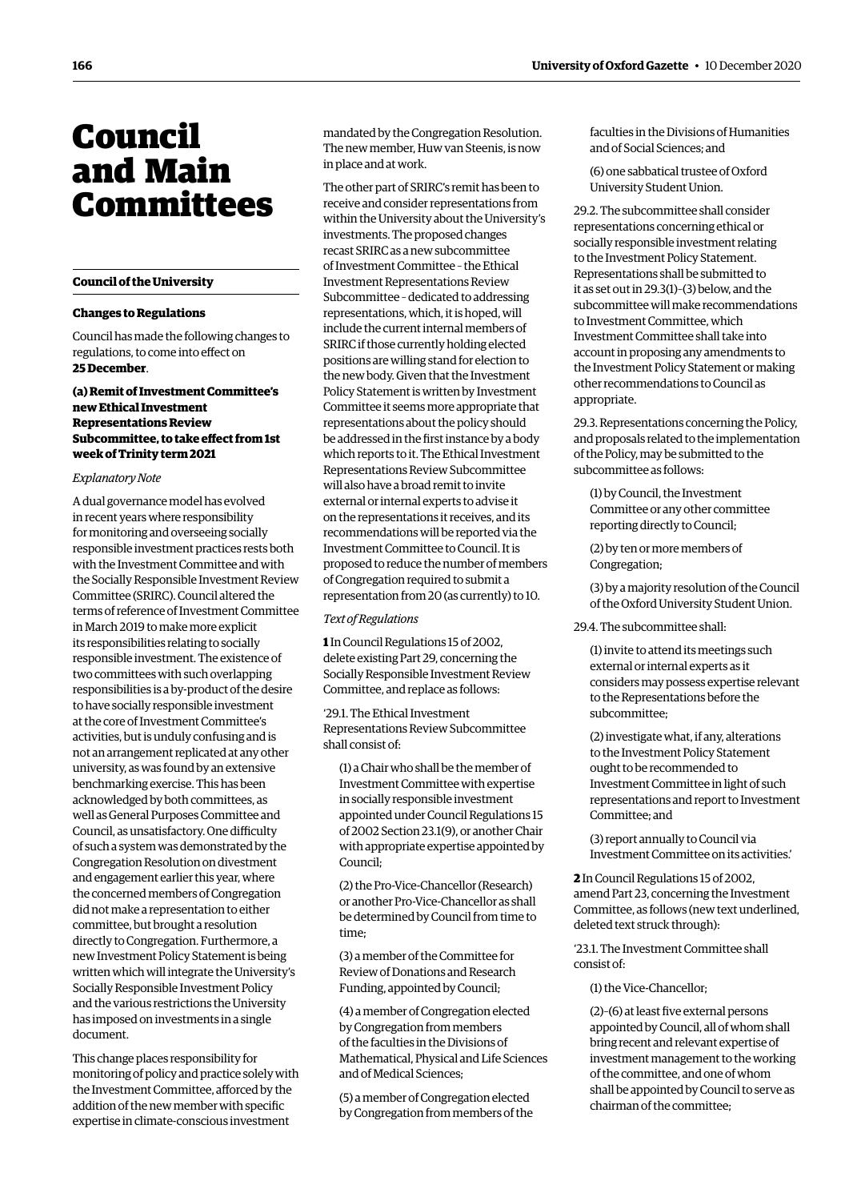# Council and Main Committees

## Council of the University

### Changes to Regulations

Council has made the following changes to regulations, to come into effect on **25 December**.

#### (a) Remit of Investment Committee's new Ethical Investment Representations Review Subcommittee, to take effect from 1st week of Trinity term 2021

*Explanatory Note*

A dual governance model has evolved in recent years where responsibility for monitoring and overseeing socially responsible investment practices rests both with the Investment Committee and with the Socially Responsible Investment Review Committee (SRIRC). Council altered the terms of reference of Investment Committee in March 2019 to make more explicit its responsibilities relating to socially responsible investment. The existence of two committees with such overlapping responsibilities is a by-product of the desire to have socially responsible investment at the core of Investment Committee's activities, but is unduly confusing and is not an arrangement replicated at any other university, as was found by an extensive benchmarking exercise. This has been acknowledged by both committees, as well as General Purposes Committee and Council, as unsatisfactory. One difficulty of such a system was demonstrated by the Congregation Resolution on divestment and engagement earlier this year, where the concerned members of Congregation did not make a representation to either committee, but brought a resolution directly to Congregation. Furthermore, a new Investment Policy Statement is being written which will integrate the University's Socially Responsible Investment Policy and the various restrictions the University has imposed on investments in a single document.

This change places responsibility for monitoring of policy and practice solely with the Investment Committee, afforced by the addition of the new member with specific expertise in climate-conscious investment mandated by the Congregation Resolution. The new member, Huw van Steenis, is now in place and at work.

The other part of SRIRC's remit has been to receive and consider representations from within the University about the University's investments. The proposed changes recast SRIRC as a new subcommittee of Investment Committee – the Ethical Investment Representations Review Subcommittee – dedicated to addressing representations, which, it is hoped, will include the current internal members of SRIRC if those currently holding elected positions are willing stand for election to the new body. Given that the Investment Policy Statement is written by Investment Committee it seems more appropriate that representations about the policy should be addressed in the first instance by a body which reports to it. The Ethical Investment Representations Review Subcommittee will also have a broad remit to invite external or internal experts to advise it on the representations it receives, and its recommendations will be reported via the Investment Committee to Council. It is proposed to reduce the number of members of Congregation required to submit a representation from 20 (as currently) to 10.

*Text of Regulations*

**1** In Council Regulations 15 of 2002, delete existing Part 29, concerning the Socially Responsible Investment Review Committee, and replace as follows:

'29.1. The Ethical Investment Representations Review Subcommittee shall consist of:

(1) a Chair who shall be the member of Investment Committee with expertise in socially responsible investment appointed under Council Regulations 15 of 2002 Section 23.1(9), or another Chair with appropriate expertise appointed by Council;

(2) the Pro-Vice-Chancellor (Research) or another Pro-Vice-Chancellor as shall be determined by Council from time to time;

(3) a member of the Committee for Review of Donations and Research Funding, appointed by Council;

(4) a member of Congregation elected by Congregation from members of the faculties in the Divisions of Mathematical, Physical and Life Sciences and of Medical Sciences;

(5) a member of Congregation elected by Congregation from members of the faculties in the Divisions of Humanities and of Social Sciences; and

(6) one sabbatical trustee of Oxford University Student Union.

29.2. The subcommittee shall consider representations concerning ethical or socially responsible investment relating to the Investment Policy Statement. Representations shall be submitted to it as set out in 29.3(1)–(3) below, and the subcommittee will make recommendations to Investment Committee, which Investment Committee shall take into account in proposing any amendments to the Investment Policy Statement or making other recommendations to Council as appropriate.

29.3. Representations concerning the Policy, and proposals related to the implementation of the Policy, may be submitted to the subcommittee as follows:

(1) by Council, the Investment Committee or any other committee reporting directly to Council;

(2) by ten or more members of Congregation;

(3) by a majority resolution of the Council of the Oxford University Student Union.

29.4. The subcommittee shall:

(1) invite to attend its meetings such external or internal experts as it considers may possess expertise relevant to the Representations before the subcommittee;

(2) investigate what, if any, alterations to the Investment Policy Statement ought to be recommended to Investment Committee in light of such representations and report to Investment Committee; and

(3) report annually to Council via Investment Committee on its activities.'

**2** In Council Regulations 15 of 2002, amend Part 23, concerning the Investment Committee, as follows (new text underlined, deleted text struck through):

'23.1. The Investment Committee shall consist of:

(1) the Vice-Chancellor;

(2)–(6) at least five external persons appointed by Council, all of whom shall bring recent and relevant expertise of investment management to the working of the committee, and one of whom shall be appointed by Council to serve as chairman of the committee;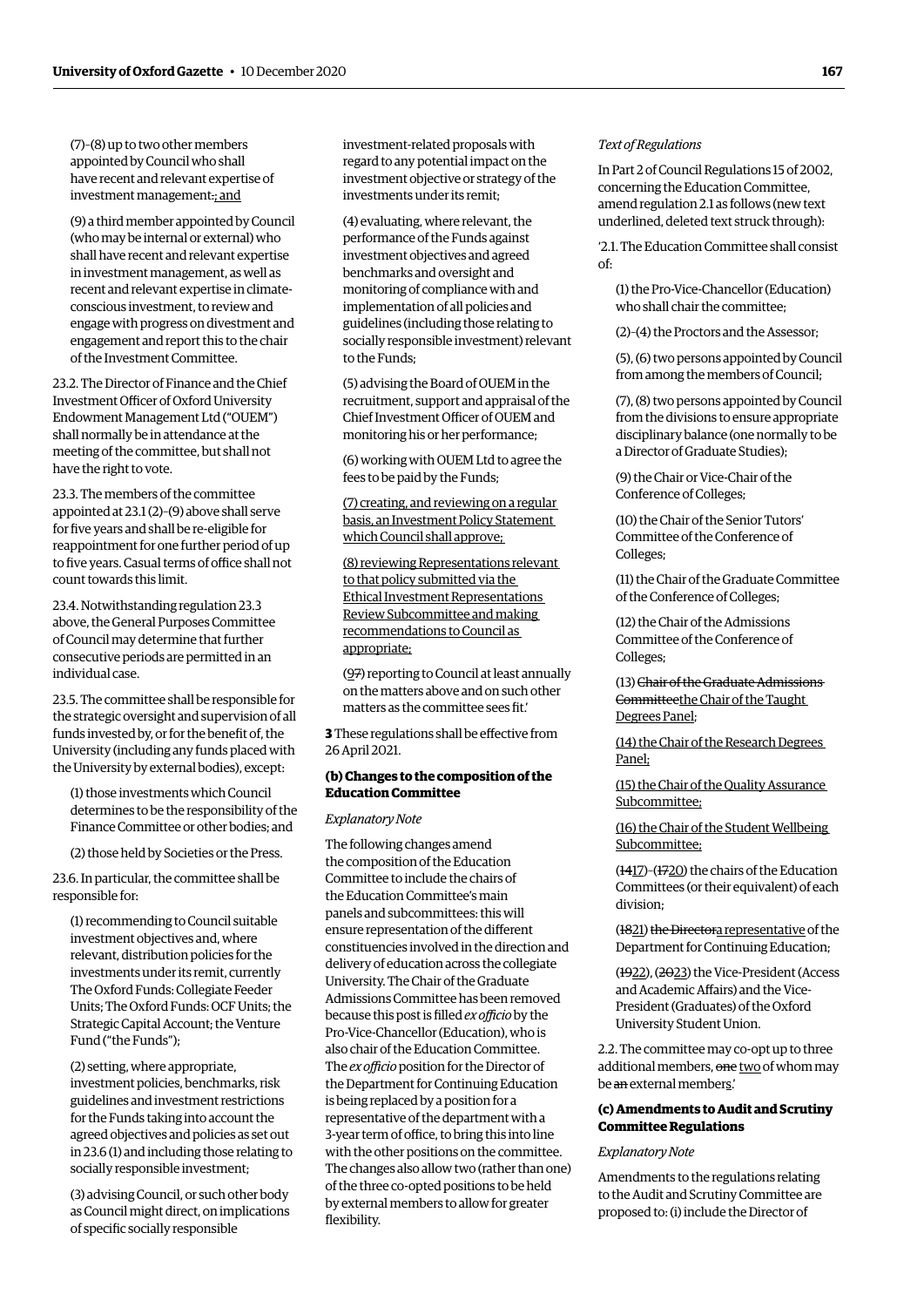(7)–(8) up to two other members appointed by Council who shall have recent and relevant expertise of investment management.; and

(9) a third member appointed by Council (who may be internal or external) who shall have recent and relevant expertise in investment management, as well as recent and relevant expertise in climate-conscious investment, to review and engage with progress on divestment and engagement and report this to the chair of the Investment Committee.

23.2. The Director of Finance and the Chief Investment Officer of Oxford University Endowment Management Ltd ("OUEM") shall normally be in attendance at the meeting of the committee, but shall not have the right to vote.

23.3. The members of the committee appointed at 23.1 (2)–(9) above shall serve for five years and shall be re-eligible for reappointment for one further period of up to five years. Casual terms of office shall not count towards this limit.

23.4. Notwithstanding regulation 23.3 above, the General Purposes Committee of Council may determine that further consecutive periods are permitted in an individual case.

23.5. The committee shall be responsible for the strategic oversight and supervision of all funds invested by, or for the benefit of, the University (including any funds placed with the University by external bodies), except:

(1) those investments which Council determines to be the responsibility of the Finance Committee or other bodies; and

(2) those held by Societies or the Press.

23.6. In particular, the committee shall be responsible for:

(1) recommending to Council suitable investment objectives and, where relevant, distribution policies for the investments under its remit, currently The Oxford Funds: Collegiate Feeder Units; The Oxford Funds: OCF Units; the Strategic Capital Account; the Venture Fund ("the Funds");

(2) setting, where appropriate, investment policies, benchmarks, risk guidelines and investment restrictions for the Funds taking into account the agreed objectives and policies as set out in 23.6 (1) and including those relating to socially responsible investment;

(3) advising Council, or such other body as Council might direct, on implications of specific socially responsible investment-related proposals with regard to any potential impact on the investment objective or strategy of the investments under its remit;

(4) evaluating, where relevant, the performance of the Funds against investment objectives and agreed benchmarks and monitoring of compliance with and implementation of all policies and guidelines (including those relating to socially responsible investment) relevant to the Funds;

(5) advising the Board of OUEM in the recruitment, support and appraisal of the Chief Investment Officer of OUEM and monitoring his or her performance;

(6) working with OUEM Ltd to agree the fees to be paid by the Funds;

(7) creating, and reviewing on a regular basis, an Investment Policy Statement which Council shall approve;

(8) reviewing Representations relevant to that policy submitted via the Ethical Investment Representations Review Subcommittee and making recommendations to Council as appropriate;

(97) reporting to Council at least annually on the matters above and on such other matters as the committee sees fit.'

**3** These regulations shall be effective from 26 April 2021.

### (b) Changes to the composition of the Education Committee

*Explanatory Note*

The following changes amend the composition of the Education Committee to include the chairs of the Education Committee's main panels and subcommittees: this will ensure representation of the different constituencies involved in the direction and delivery of education across the collegiate University. The Chair of the Graduate Admissions Committee has been removed because this post is filled *ex officio* by the Pro-Vice-Chancellor (Education), who is also chair of the Education Committee. The *ex officio* position for the Director of the Department for Continuing Education is being replaced by a position for a representative of the department with a 3-year term of office, to bring this into line with the other positions on the committee. The changes also allow two (rather than one) of the three co-opted positions to be held by external members to allow for greater flexibility.

*Text of Regulations*

In Part 2 of Council Regulations 15 of 2002, concerning the Education Committee, amend regulation 2.1 as follows (new text underlined, deleted text struck through):

'2.1. The Education Committee shall consist of:

(1) the Pro-Vice-Chancellor (Education) who shall chair the committee;

(2)–(4) the Proctors and the Assessor;

(5), (6) two persons appointed by Council from among the members of Council;

(7), (8) two persons appointed by Council from the divisions to ensure appropriate disciplinary balance (one normally to be a Director of Graduate Studies);

(9) the Chair or Vice-Chair of the Conference of Colleges;

(10) the Chair of the Senior Tutors' Committee of the Conference of Colleges;

(11) the Chair of the Graduate Committee of the Conference of Colleges;

(12) the Chair of the Admissions Committee of the Conference of Colleges;

(13) ~~Chair of the Graduate Admissions Committee~~the Chair of the Taught Degrees Panel;

(14) the Chair of the Research Degrees Panel;

(15) the Chair of the Quality Assurance Subcommittee;

(16) the Chair of the Student Wellbeing Subcommittee;

(~~14~~17)–(~~17~~20) the chairs of the Education Committees (or their equivalent) of each division;

(~~18~~21) ~~the Director~~a representative of the Department for Continuing Education;

(~~19~~22), (~~20~~23) the Vice-President (Access and Academic Affairs) and the Vice-President (Graduates) of the Oxford University Student Union.

2.2. The committee may co-opt up to three additional members, ~~one~~ two of whom may be ~~an~~ external members.'

### (c) Amendments to Audit and Scrutiny Committee Regulations

*Explanatory Note*

Amendments to the regulations relating to the Audit and Scrutiny Committee are proposed to: (i) include the Director of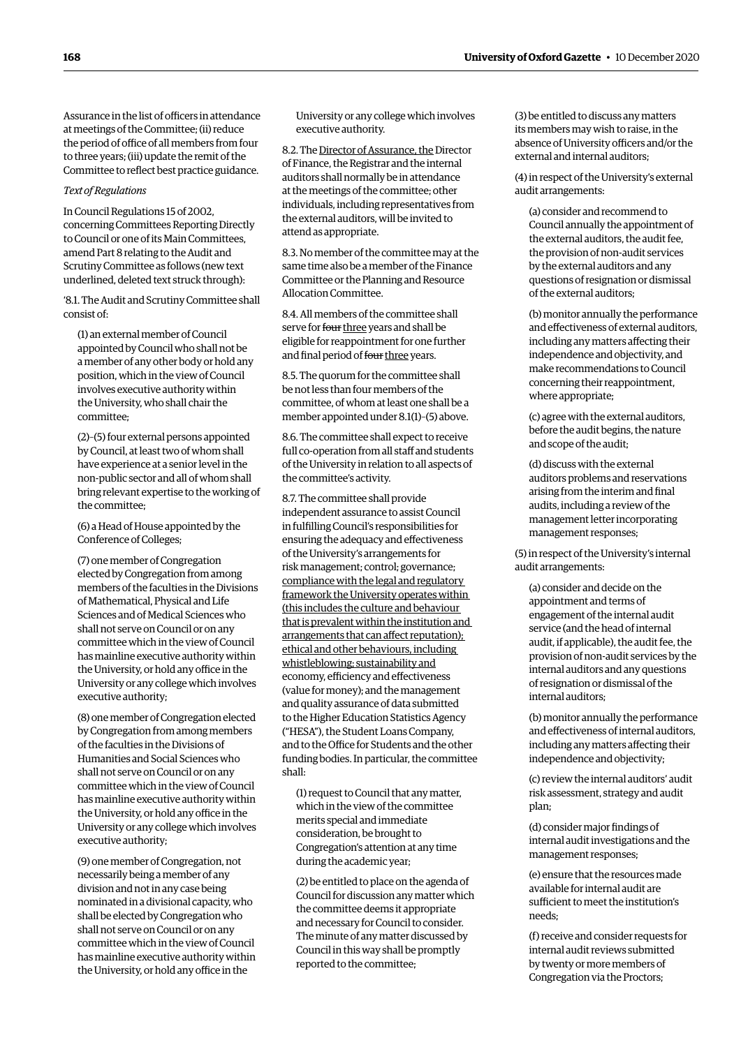Assurance in the list of officers in attendance at meetings of the Committee; (ii) reduce the period of office of all members from four to three years; (iii) update the remit of the Committee to reflect best practice guidance.

*Text of Regulations*

In Council Regulations 15 of 2002, concerning Committees Reporting Directly to Council or one of its Main Committees, amend Part 8 relating to the Audit and Scrutiny Committee as follows (new text underlined, deleted text struck through):

'8.1. The Audit and Scrutiny Committee shall consist of:

(1) an external member of Council appointed by Council who shall not be a member of any other body or hold any position, which in the view of Council involves executive authority within the University, who shall chair the committee;

(2)–(5) four external persons appointed by Council, at least two of whom shall have experience at a senior level in the non-public sector and all of whom shall bring relevant expertise to the working of the committee;

(6) a Head of House appointed by the Conference of Colleges;

(7) one member of Congregation elected by Congregation from among members of the faculties in the Divisions of Mathematical, Physical and Life Sciences and of Medical Sciences who shall not serve on Council or on any committee which in the view of Council has mainline executive authority within the University, or hold any office in the University or any college which involves executive authority;

(8) one member of Congregation elected by Congregation from among members of the faculties in the Divisions of Humanities and Social Sciences who shall not serve on Council or on any committee which in the view of Council has mainline executive authority within the University, or hold any office in the University or any college which involves executive authority;

(9) one member of Congregation, not necessarily being a member of any division and not in any case being nominated in a divisional capacity, who shall be elected by Congregation who shall not serve on Council or on any committee which in the view of Council has mainline executive authority within the University, or hold any office in the University or any college which involves executive authority.

8.2. The <u>Director of Assurance, the</u> Director of Finance, the Registrar and the internal auditors shall normally be in attendance at the meetings of the committee; other individuals, including representatives from the external auditors, will be invited to attend as appropriate.

8.3. No member of the committee may at the same time also be a member of the Finance Committee or the Planning and Resource Allocation Committee.

8.4. All members of the committee shall serve for ~~four~~ <u>three</u> years and shall be eligible for reappointment for one further and final period of ~~four~~ <u>three</u> years.

8.5. The quorum for the committee shall be not less than four members of the committee, of whom at least one shall be a member appointed under 8.1(1)–(5) above.

8.6. The committee shall expect to receive full co-operation from all staff and students of the University in relation to all aspects of the committee's activity.

8.7. The committee shall provide independent assurance to assist Council in fulfilling Council's responsibilities for ensuring the adequacy and effectiveness of the University's arrangements for risk management; control; governance; <u>compliance with the legal and regulatory framework the University operates within (this includes the culture and behaviour that is prevalent within the institution and arrangements that can affect reputation); ethical and other behaviours, including whistleblowing; sustainability and</u> economy, efficiency and effectiveness (value for money); and the management and quality assurance of data submitted to the Higher Education Statistics Agency ("HESA"), the Student Loans Company, and to the Office for Students and the other funding bodies. In particular, the committee shall:

(1) request to Council that any matter, which in the view of the committee merits special and immediate consideration, be brought to Congregation's attention at any time during the academic year;

(2) be entitled to place on the agenda of Council for discussion any matter which the committee deems it appropriate and necessary for Council to consider. The minute of any matter discussed by Council in this way shall be promptly reported to the committee;

(3) be entitled to discuss any matters its members may wish to raise, in the absence of University officers and/or the external and internal auditors;

(4) in respect of the University's external audit arrangements:

(a) consider and recommend to Council annually the appointment of the external auditors, the audit fee, the provision of non-audit services by the external auditors and any questions of resignation or dismissal of the external auditors;

(b) monitor annually the performance and effectiveness of external auditors, including any matters affecting their independence and objectivity, and make recommendations to Council concerning their reappointment, where appropriate;

(c) agree with the external auditors, before the audit begins, the nature and scope of the audit;

(d) discuss with the external auditors problems and reservations arising from the interim and final audits, including a review of the management letter incorporating management responses;

(5) in respect of the University's internal audit arrangements:

(a) consider and decide on the appointment and terms of engagement of the internal audit service (and the head of internal audit, if applicable), the audit fee, the provision of non-audit services by the internal auditors and any questions of resignation or dismissal of the internal auditors;

(b) monitor annually the performance and effectiveness of internal auditors, including any matters affecting their independence and objectivity;

(c) review the internal auditors' audit risk assessment, strategy and audit plan;

(d) consider major findings of internal audit investigations and the management responses;

(e) ensure that the resources made available for internal audit are sufficient to meet the institution's needs;

(f) receive and consider requests for internal audit reviews submitted by twenty or more members of Congregation via the Proctors;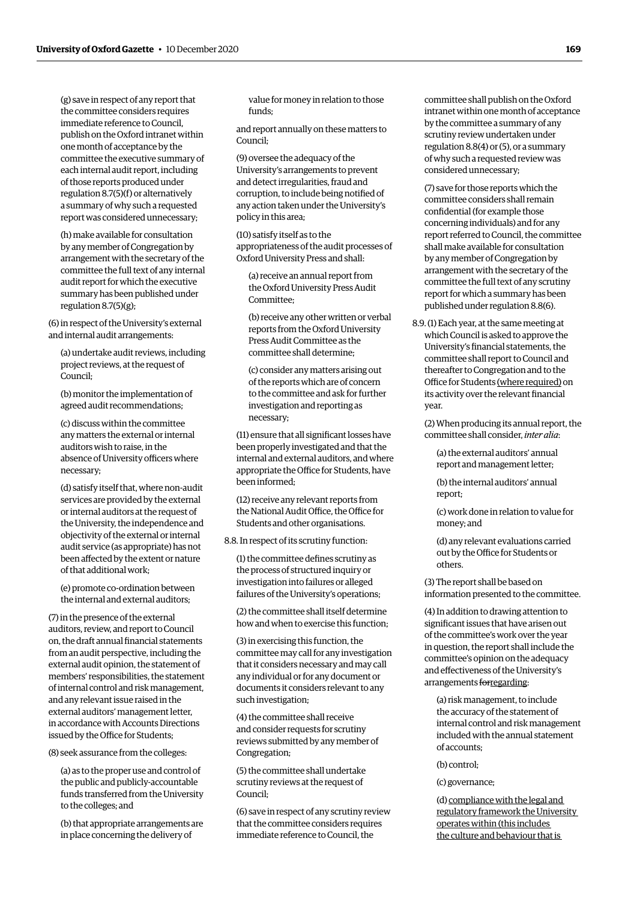(g) save in respect of any report that the committee considers requires immediate reference to Council, publish on the Oxford intranet within one month of acceptance by the committee the executive summary of each internal audit report, including of those reports produced under regulation 8.7(5)(f) or alternatively a summary of why such a requested report was considered unnecessary;

(h) make available for consultation by any member of Congregation by arrangement with the secretary of the committee the full text of any internal audit report for which the executive summary has been published under regulation 8.7(5)(g);

(6) in respect of the University's external and internal audit arrangements:

(a) undertake audit reviews, including project reviews, at the request of Council;

(b) monitor the implementation of agreed audit recommendations;

(c) discuss within the committee any matters the external or internal auditors wish to raise, in the absence of University officers where necessary;

(d) satisfy itself that, where non-audit services are provided by the external or internal auditors at the request of the University, the independence and objectivity of the external or internal audit service (as appropriate) has not been affected by the extent or nature of that additional work;

(e) promote co-ordination between the internal and external auditors;

(7) in the presence of the external auditors, review, and report to Council on, the draft annual financial statements from an audit perspective, including the external audit opinion, the statement of members' responsibilities, the statement of internal control and risk management, and any relevant issue raised in the external auditors' management letter, in accordance with Accounts Directions issued by the Office for Students;

(8) seek assurance from the colleges:

(a) as to the proper use and control of the public and publicly-accountable funds transferred from the University to the colleges; and

(b) that appropriate arrangements are in place concerning the delivery of value for money in relation to those funds;

and report annually on these matters to Council;

(9) oversee the adequacy of the University's arrangements to prevent and detect irregularities, fraud and corruption, to include being notified of any action taken under the University's policy in this area;

(10) satisfy itself as to the appropriateness of the audit processes of Oxford University Press and shall:

(a) receive an annual report from the Oxford University Press Audit Committee;

(b) receive any other written or verbal reports from the Oxford University Press Audit Committee as the committee shall determine;

(c) consider any matters arising out of the reports which are of concern to the committee and ask for further investigation and reporting as necessary;

(11) ensure that all significant losses have been properly investigated and that the internal and external auditors, and where appropriate the Office for Students, have been informed;

(12) receive any relevant reports from the National Audit Office, the Office for Students and other organisations.

8.8. In respect of its scrutiny function:

(1) the committee defines scrutiny as the process of structured inquiry or investigation into failures or alleged failures of the University's operations;

(2) the committee shall itself determine how and when to exercise this function;

(3) in exercising this function, the committee may call for any investigation that it considers necessary and may call any individual or for any document or documents it considers relevant to any such investigation;

(4) the committee shall receive and consider requests for scrutiny reviews submitted by any member of Congregation;

(5) the committee shall undertake scrutiny reviews at the request of Council;

(6) save in respect of any scrutiny review that the committee considers requires immediate reference to Council, the committee shall publish on the Oxford intranet within one month of acceptance by the committee a summary of any scrutiny review undertaken under regulation 8.8(4) or (5), or a summary of why such a requested review was considered unnecessary;

(7) save for those reports which the committee considers shall remain confidential (for example those concerning individuals) and for any report referred to Council, the committee shall make available for consultation by any member of Congregation by arrangement with the secretary of the committee the full text of any scrutiny report for which a summary has been published under regulation 8.8(6).

8.9. (1) Each year, at the same meeting at which Council is asked to approve the University's financial statements, the committee shall report to Council and thereafter to Congregation and to the Office for Students <u>(where required)</u> on its activity over the relevant financial year.

(2) When producing its annual report, the committee shall consider, *inter alia*:

(a) the external auditors' annual report and management letter;

(b) the internal auditors' annual report;

(c) work done in relation to value for money; and

(d) any relevant evaluations carried out by the Office for Students or others.

(3) The report shall be based on information presented to the committee.

(4) In addition to drawing attention to significant issues that have arisen out of the committee's work over the year in question, the report shall include the committee's opinion on the adequacy and effectiveness of the University's arrangements ~~for~~<u>regarding</u>:

(a) risk management, to include the accuracy of the statement of internal control and risk management included with the annual statement of accounts;

(b) control;

(c) governance;

(d) <u>compliance with the legal and regulatory framework the University operates within (this includes the culture and behaviour that is</u>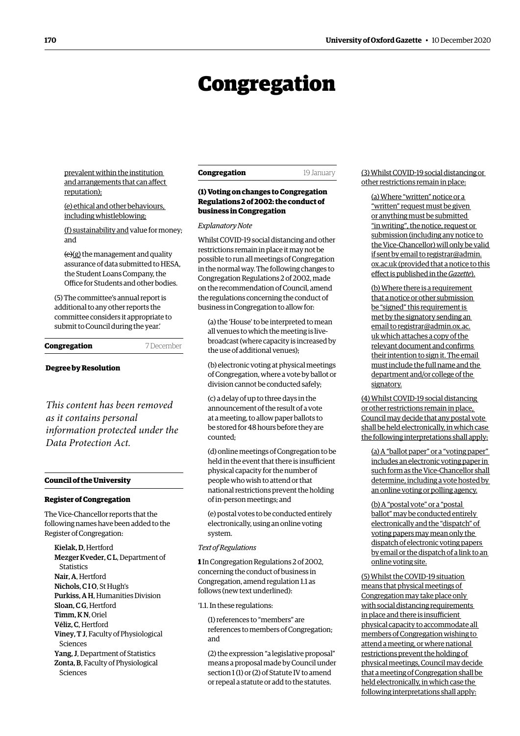# Congregation

prevalent within the institution and arrangements that can affect reputation);

(e) ethical and other behaviours, including whistleblowing;

(f) sustainability and value for money; and

~~(e)~~(g) the management and quality assurance of data submitted to HESA, the Student Loans Company, the Office for Students and other bodies.

(5) The committee's annual report is additional to any other reports the committee considers it appropriate to submit to Council during the year.'

**Congregation** 7 December

**Degree by Resolution**

*This content has been removed as it contains personal information protected under the Data Protection Act.*

**Council of the University**

**Register of Congregation**

The Vice-Chancellor reports that the following names have been added to the Register of Congregation:

**Kielak, D**, Hertford
**Mezger Kveder, C L**, Department of Statistics
**Nair, A**, Hertford
**Nichols, C I O**, St Hugh's
**Purkiss, A H**, Humanities Division
**Sloan, C G**, Hertford
**Timm, K N**, Oriel
**Véliz, C**, Hertford
**Viney, T J**, Faculty of Physiological Sciences
**Yang, J**, Department of Statistics
**Zonta, B**, Faculty of Physiological Sciences

**Congregation** 19 January

**(1) Voting on changes to Congregation Regulations 2 of 2002: the conduct of business in Congregation**

*Explanatory Note*

Whilst COVID-19 social distancing and other restrictions remain in place it may not be possible to run all meetings of Congregation in the normal way. The following changes to Congregation Regulations 2 of 2002, made on the recommendation of Council, amend the regulations concerning the conduct of business in Congregation to allow for:

(a) the 'House' to be interpreted to mean all venues to which the meeting is live-broadcast (where capacity is increased by the use of additional venues);

(b) electronic voting at physical meetings of Congregation, where a vote by ballot or division cannot be conducted safely;

(c) a delay of up to three days in the announcement of the result of a vote at a meeting, to allow paper ballots to be stored for 48 hours before they are counted;

(d) online meetings of Congregation to be held in the event that there is insufficient physical capacity for the number of people who wish to attend or that national restrictions prevent the holding of in-person meetings; and

(e) postal votes to be conducted entirely electronically, using an online voting system.

*Text of Regulations*

**1** In Congregation Regulations 2 of 2002, concerning the conduct of business in Congregation, amend regulation 1.1 as follows (new text underlined):

'1.1. In these regulations:

(1) references to "members" are references to members of Congregation; and

(2) the expression "a legislative proposal" means a proposal made by Council under section 1 (1) or (2) of Statute IV to amend or repeal a statute or add to the statutes.

<u>(3) Whilst COVID-19 social distancing or other restrictions remain in place:</u>

<u>(a) Where "written" notice or a "written" request must be given or anything must be submitted "in writing", the notice, request or submission (including any notice to the Vice-Chancellor) will only be valid if sent by email to registrar@admin.ox.ac.uk (provided that a notice to this effect is published in the *Gazette*).</u>

<u>(b) Where there is a requirement that a notice or other submission be "signed" this requirement is met by the signatory sending an email to registrar@admin.ox.ac.uk which attaches a copy of the relevant document and confirms their intention to sign it. The email must include the full name and the department and/or college of the signatory.</u>

<u>(4) Whilst COVID-19 social distancing or other restrictions remain in place, Council may decide that any postal vote shall be held electronically, in which case the following interpretations shall apply:</u>

<u>(a) A "ballot paper" or a "voting paper" includes an electronic voting paper in such form as the Vice-Chancellor shall determine, including a vote hosted by an online voting or polling agency.</u>

<u>(b) A "postal vote" or a "postal ballot" may be conducted entirely electronically and the "dispatch" of voting papers may mean only the dispatch of electronic voting papers by email or the dispatch of a link to an online voting site.</u>

<u>(5) Whilst the COVID-19 situation means that physical meetings of Congregation may take place only with social distancing requirements in place and there is insufficient physical capacity to accommodate all members of Congregation wishing to attend a meeting, or where national restrictions prevent the holding of physical meetings, Council may decide that a meeting of Congregation shall be held electronically, in which case the following interpretations shall apply:</u>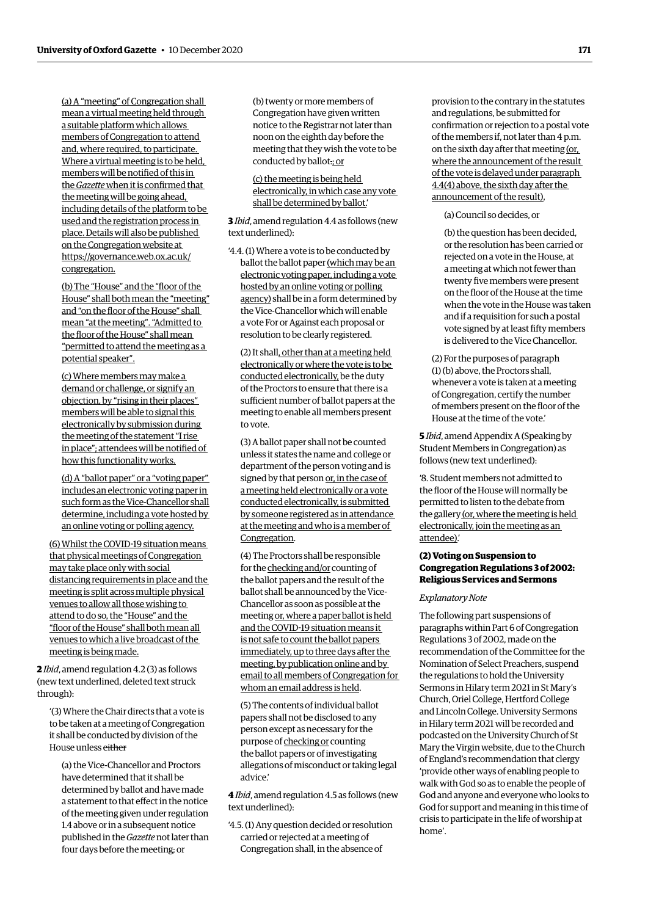(a) A "meeting" of Congregation shall mean a virtual meeting held through a suitable platform which allows members of Congregation to attend and, where required, to participate. Where a virtual meeting is to be held, members will be notified of this in the *Gazette* when it is confirmed that the meeting will be going ahead, including details of the platform to be used and the registration process in place. Details will also be published on the Congregation website at https://governance.web.ox.ac.uk/congregation.

(b) The "House" and the "floor of the House" shall both mean the "meeting" and "on the floor of the House" shall mean "at the meeting". "Admitted to the floor of the House" shall mean "permitted to attend the meeting as a potential speaker".

(c) Where members may make a demand or challenge, or signify an objection, by "rising in their places" members will be able to signal this electronically by submission during the meeting of the statement "I rise in place"; attendees will be notified of how this functionality works.

(d) A "ballot paper" or a "voting paper" includes an electronic voting paper in such form as the Vice-Chancellor shall determine, including a vote hosted by an online voting or polling agency.

(6) Whilst the COVID-19 situation means that physical meetings of Congregation may take place only with social distancing requirements in place and the meeting is split across multiple physical venues to allow all those wishing to attend to do so, the "House" and the "floor of the House" shall both mean all venues to which a live broadcast of the meeting is being made.

**2** *Ibid*, amend regulation 4.2 (3) as follows (new text underlined, deleted text struck through):

'(3) Where the Chair directs that a vote is to be taken at a meeting of Congregation it shall be conducted by division of the House unless ~~either~~

(a) the Vice-Chancellor and Proctors have determined that it shall be determined by ballot and have made a statement to that effect in the notice of the meeting given under regulation 1.4 above or in a subsequent notice published in the *Gazette* not later than four days before the meeting; or

(b) twenty or more members of Congregation have given written notice to the Registrar not later than noon on the eighth day before the meeting that they wish the vote to be conducted by ballot~~.~~; or

(c) the meeting is being held electronically, in which case any vote shall be determined by ballot.'

**3** *Ibid*, amend regulation 4.4 as follows (new text underlined):

'4.4. (1) Where a vote is to be conducted by ballot the ballot paper (which may be an electronic voting paper, including a vote hosted by an online voting or polling agency) shall be in a form determined by the Vice-Chancellor which will enable a vote For or Against each proposal or resolution to be clearly registered.

(2) It shall, other than at a meeting held electronically or where the vote is to be conducted electronically, be the duty of the Proctors to ensure that there is a sufficient number of ballot papers at the meeting to enable all members present to vote.

(3) A ballot paper shall not be counted unless it states the name and college or department of the person voting and is signed by that person or, in the case of a meeting held electronically or a vote conducted electronically, is submitted by someone registered as in attendance at the meeting and who is a member of Congregation.

(4) The Proctors shall be responsible for the checking and/or counting of the ballot papers and the result of the ballot shall be announced by the Vice-Chancellor as soon as possible at the meeting or, where a paper ballot is held and the COVID-19 situation means it is not safe to count the ballot papers immediately, up to three days after the meeting, by publication online and by email to all members of Congregation for whom an email address is held.

(5) The contents of individual ballot papers shall not be disclosed to any person except as necessary for the purpose of checking or counting the ballot papers or of investigating allegations of misconduct or taking legal advice.'

**4** *Ibid*, amend regulation 4.5 as follows (new text underlined):

'4.5. (1) Any question decided or resolution carried or rejected at a meeting of Congregation shall, in the absence of provision to the contrary in the statutes and regulations, be submitted for confirmation or rejection to a postal vote of the members if, not later than 4 p.m. on the sixth day after that meeting (or, where the announcement of the result of the vote is delayed under paragraph 4.4(4) above, the sixth day after the announcement of the result),

(a) Council so decides, or

(b) the question has been decided, or the resolution has been carried or rejected on a vote in the House, at a meeting at which not fewer than twenty five members were present on the floor of the House at the time when the vote in the House was taken and if a requisition for such a postal vote signed by at least fifty members is delivered to the Vice Chancellor.

(2) For the purposes of paragraph (1) (b) above, the Proctors shall, whenever a vote is taken at a meeting of Congregation, certify the number of members present on the floor of the House at the time of the vote.'

**5** *Ibid*, amend Appendix A (Speaking by Student Members in Congregation) as follows (new text underlined):

'8. Student members not admitted to the floor of the House will normally be permitted to listen to the debate from the gallery (or, where the meeting is held electronically, join the meeting as an attendee).'

### (2) Voting on Suspension to Congregation Regulations 3 of 2002: Religious Services and Sermons

*Explanatory Note*

The following part suspensions of paragraphs within Part 6 of Congregation Regulations 3 of 2002, made on the recommendation of the Committee for the Nomination of Select Preachers, suspend the regulations to hold the University Sermons in Hilary term 2021 in St Mary's Church, Oriel College, Hertford College and Lincoln College. University Sermons in Hilary term 2021 will be recorded and podcasted on the University Church of St Mary the Virgin website, due to the Church of England's recommendation that clergy 'provide other ways of enabling people to walk with God so as to enable the people of God and anyone and everyone who looks to God for support and meaning in this time of crisis to participate in the life of worship at home'.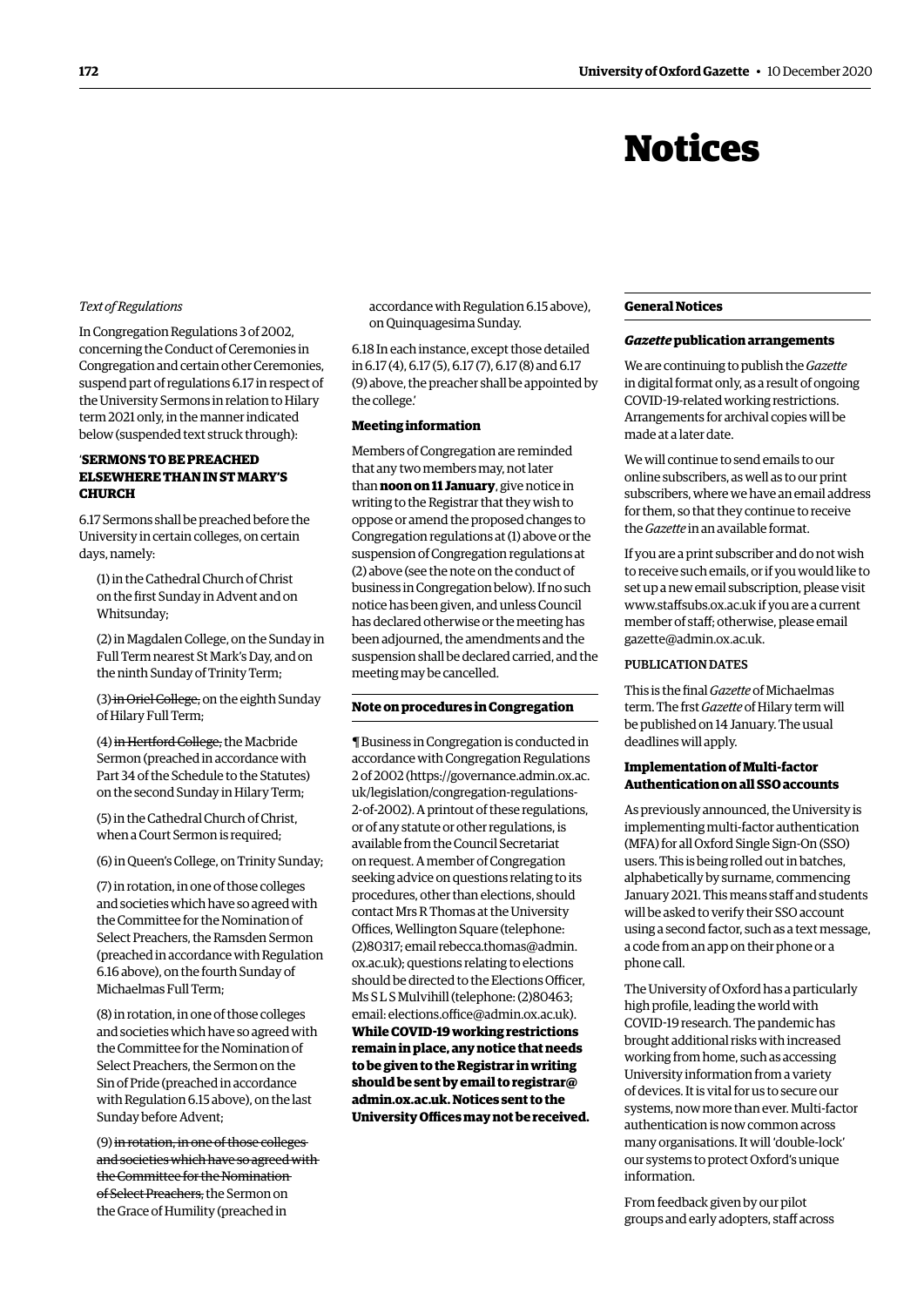# Notices

*Text of Regulations*

In Congregation Regulations 3 of 2002, concerning the Conduct of Ceremonies in Congregation and certain other Ceremonies, suspend part of regulations 6.17 in respect of the University Sermons in relation to Hilary term 2021 only, in the manner indicated below (suspended text struck through):

'**SERMONS TO BE PREACHED ELSEWHERE THAN IN ST MARY'S CHURCH**

6.17 Sermons shall be preached before the University in certain colleges, on certain days, namely:

(1) in the Cathedral Church of Christ on the first Sunday in Advent and on Whitsunday;

(2) in Magdalen College, on the Sunday in Full Term nearest St Mark's Day, and on the ninth Sunday of Trinity Term;

(3) ~~in Oriel College,~~ on the eighth Sunday of Hilary Full Term;

(4) ~~in Hertford College,~~ the Macbride Sermon (preached in accordance with Part 34 of the Schedule to the Statutes) on the second Sunday in Hilary Term;

(5) in the Cathedral Church of Christ, when a Court Sermon is required;

(6) in Queen's College, on Trinity Sunday;

(7) in rotation, in one of those colleges and societies which have so agreed with the Committee for the Nomination of Select Preachers, the Ramsden Sermon (preached in accordance with Regulation 6.16 above), on the fourth Sunday of Michaelmas Full Term;

(8) in rotation, in one of those colleges and societies which have so agreed with the Committee for the Nomination of Select Preachers, the Sermon on the Sin of Pride (preached in accordance with Regulation 6.15 above), on the last Sunday before Advent;

(9) ~~in rotation, in one of those colleges and societies which have so agreed with the Committee for the Nomination of Select Preachers,~~ the Sermon on the Grace of Humility (preached in accordance with Regulation 6.15 above), on Quinquagesima Sunday.

6.18 In each instance, except those detailed in 6.17 (4), 6.17 (5), 6.17 (7), 6.17 (8) and 6.17 (9) above, the preacher shall be appointed by the college.'

### Meeting information

Members of Congregation are reminded that any two members may, not later than **noon on 11 January**, give notice in writing to the Registrar that they wish to oppose or amend the proposed changes to Congregation regulations at (1) above or the suspension of Congregation regulations at (2) above (see the note on the conduct of business in Congregation below). If no such notice has been given, and unless Council has declared otherwise or the meeting has been adjourned, the amendments and the suspension shall be declared carried, and the meeting may be cancelled.

### Note on procedures in Congregation

¶ Business in Congregation is conducted in accordance with Congregation Regulations 2 of 2002 (https://governance.admin.ox.ac.uk/legislation/congregation-regulations-2-of-2002). A printout of these regulations, or of any statute or other regulations, is available from the Council Secretariat on request. A member of Congregation seeking advice on questions relating to its procedures, other than elections, should contact Mrs R Thomas at the University Offices, Wellington Square (telephone: (2)80317; email rebecca.thomas@admin.ox.ac.uk); questions relating to elections should be directed to the Elections Officer, Ms S L S Mulvihill (telephone: (2)80463; email: elections.office@admin.ox.ac.uk). **While COVID-19 working restrictions remain in place, any notice that needs to be given to the Registrar in writing should be sent by email to registrar@admin.ox.ac.uk. Notices sent to the University Offices may not be received.**

## General Notices

### *Gazette* publication arrangements

We are continuing to publish the *Gazette* in digital format only, as a result of ongoing COVID-19-related working restrictions. Arrangements for archival copies will be made at a later date.

We will continue to send emails to our online subscribers, as well as to our print subscribers, where we have an email address for them, so that they continue to receive the *Gazette* in an available format.

If you are a print subscriber and do not wish to receive such emails, or if you would like to set up a new email subscription, please visit www.staffsubs.ox.ac.uk if you are a current member of staff; otherwise, please email gazette@admin.ox.ac.uk.

PUBLICATION DATES

This is the final *Gazette* of Michaelmas term. The frst *Gazette* of Hilary term will be published on 14 January. The usual deadlines will apply.

### Implementation of Multi-factor Authentication on all SSO accounts

As previously announced, the University is implementing multi-factor authentication (MFA) for all Oxford Single Sign-On (SSO) users. This is being rolled out in batches, alphabetically by surname, commencing January 2021. This means staff and students will be asked to verify their SSO account using a second factor, such as a text message, a code from an app on their phone or a phone call.

The University of Oxford has a particularly high profile, leading the world with COVID-19 research. The pandemic has brought additional risks with increased working from home, such as accessing University information from a variety of devices. It is vital for us to secure our systems, now more than ever. Multi-factor authentication is now common across many organisations. It will 'double-lock' our systems to protect Oxford's unique information.

From feedback given by our pilot groups and early adopters, staff across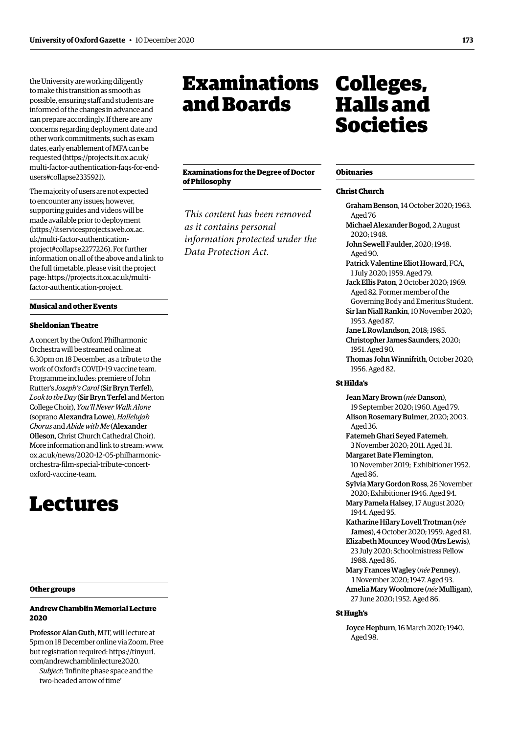the University are working diligently to make this transition as smooth as possible, ensuring staff and students are informed of the changes in advance and can prepare accordingly. If there are any concerns regarding deployment date and other work commitments, such as exam dates, early enablement of MFA can be requested (https://projects.it.ox.ac.uk/multi-factor-authentication-faqs-for-end-users#collapse2335921).

The majority of users are not expected to encounter any issues; however, supporting guides and videos will be made available prior to deployment (https://itservicesprojects.web.ox.ac.uk/multi-factor-authentication-project#collapse2277226). For further information on all of the above and a link to the full timetable, please visit the project page: https://projects.it.ox.ac.uk/multi-factor-authentication-project.

### Musical and other Events

#### Sheldonian Theatre

A concert by the Oxford Philharmonic Orchestra will be streamed online at 6.30pm on 18 December, as a tribute to the work of Oxford's COVID-19 vaccine team. Programme includes: premiere of John Rutter's *Joseph's Carol* (**Sir Bryn Terfel**), *Look to the Day* (**Sir Bryn Terfel** and Merton College Choir), *You'll Never Walk Alone* (soprano **Alexandra Lowe**), *Hallelujah Chorus* and *Abide with Me* (**Alexander Olleson**, Christ Church Cathedral Choir). More information and link to stream: www.ox.ac.uk/news/2020-12-05-philharmonic-orchestra-film-special-tribute-concert-oxford-vaccine-team.

# Lectures

### Other groups

#### Andrew Chamblin Memorial Lecture 2020

**Professor Alan Guth**, MIT, will lecture at 5pm on 18 December online via Zoom. Free but registration required: https://tinyurl.com/andrewchamblinlecture2020.

*Subject*: 'Infinite phase space and the two-headed arrow of time'

# Examinations and Boards

### Examinations for the Degree of Doctor of Philosophy

*This content has been removed as it contains personal information protected under the Data Protection Act.*

# Colleges, Halls and Societies

### Obituaries

#### Christ Church

**Graham Benson**, 14 October 2020; 1963. Aged 76

**Michael Alexander Bogod**, 2 August 2020; 1948.

**John Sewell Faulder**, 2020; 1948. Aged 90.

**Patrick Valentine Eliot Howard**, FCA, 1 July 2020; 1959. Aged 79.

**Jack Ellis Paton**, 2 October 2020; 1969. Aged 82. Former member of the Governing Body and Emeritus Student.

**Sir Ian Niall Rankin**, 10 November 2020; 1953. Aged 87.

**Jane L Rowlandson**, 2018; 1985.

**Christopher James Saunders**, 2020; 1951. Aged 90.

**Thomas John Winnifrith**, October 2020; 1956. Aged 82.

#### St Hilda's

**Jean Mary Brown** (*née* **Danson**), 19 September 2020; 1960. Aged 79.

**Alison Rosemary Bulmer**, 2020; 2003. Aged 36.

**Fatemeh Ghari Seyed Fatemeh**, 3 November 2020; 2011. Aged 31.

**Margaret Bate Flemington**, 10 November 2019; Exhibitioner 1952. Aged 86.

**Sylvia Mary Gordon Ross**, 26 November 2020; Exhibitioner 1946. Aged 94.

**Mary Pamela Halsey**, 17 August 2020; 1944. Aged 95.

**Katharine Hilary Lovell Trotman** (*née* **James**), 4 October 2020; 1959. Aged 81.

**Elizabeth Mouncey Wood** (**Mrs Lewis**), 23 July 2020; Schoolmistress Fellow 1988. Aged 86.

**Mary Frances Wagley** (*née* **Penney**), 1 November 2020; 1947. Aged 93.

**Amelia Mary Woolmore** (*née* **Mulligan**), 27 June 2020; 1952. Aged 86.

#### St Hugh's

**Joyce Hepburn**, 16 March 2020; 1940. Aged 98.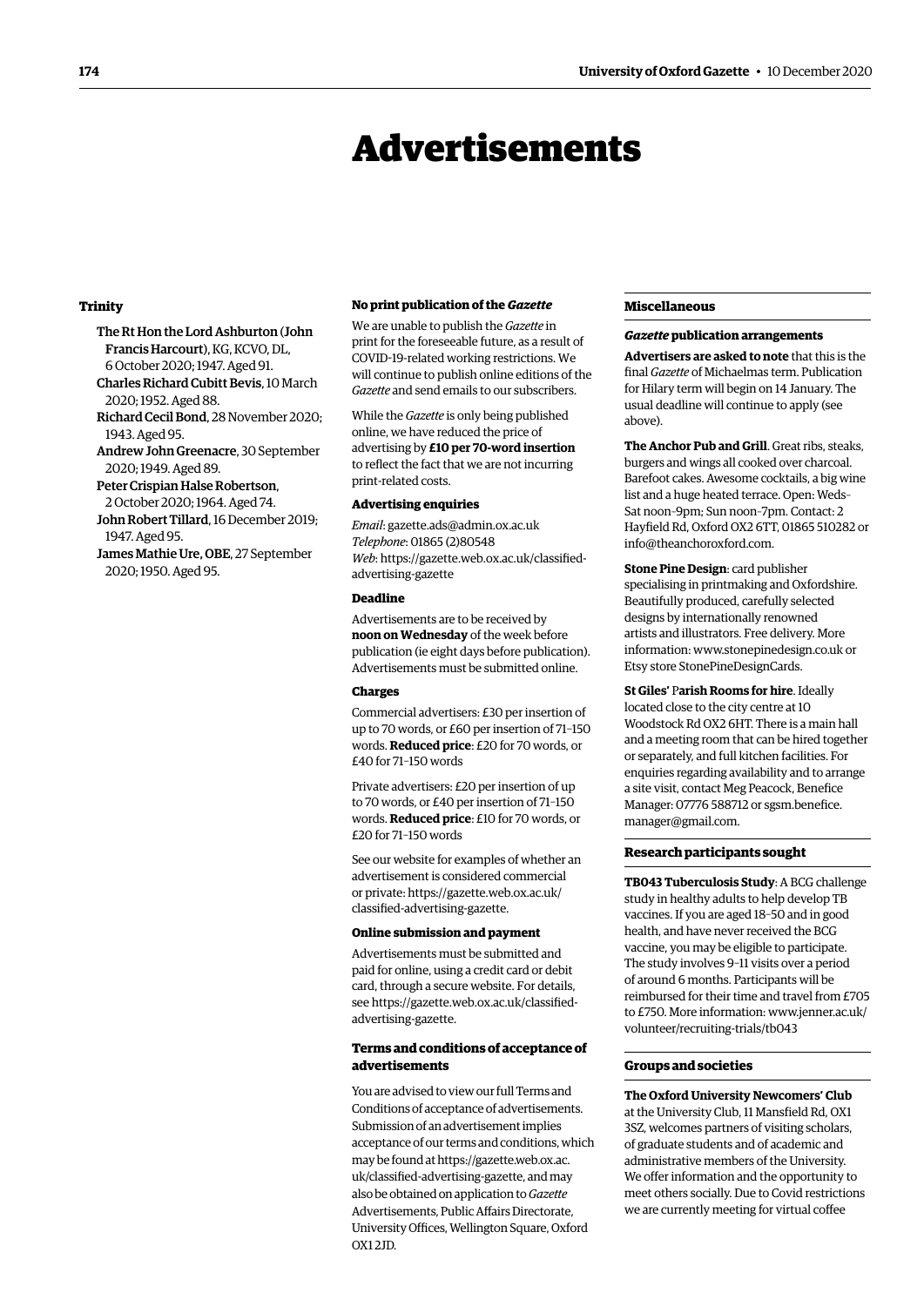# Advertisements

### Trinity

The Rt Hon the Lord Ashburton (John Francis Harcourt), KG, KCVO, DL, 6 October 2020; 1947. Aged 91.

Charles Richard Cubitt Bevis, 10 March 2020; 1952. Aged 88.

Richard Cecil Bond, 28 November 2020; 1943. Aged 95.

Andrew John Greenacre, 30 September 2020; 1949. Aged 89.

Peter Crispian Halse Robertson, 2 October 2020; 1964. Aged 74.

John Robert Tillard, 16 December 2019; 1947. Aged 95.

James Mathie Ure, OBE, 27 September 2020; 1950. Aged 95.

### No print publication of the *Gazette*

We are unable to publish the *Gazette* in print for the foreseeable future, as a result of COVID-19-related working restrictions. We will continue to publish online editions of the *Gazette* and send emails to our subscribers.

While the *Gazette* is only being published online, we have reduced the price of advertising by **£10 per 70-word insertion** to reflect the fact that we are not incurring print-related costs.

### Advertising enquiries

*Email*: gazette.ads@admin.ox.ac.uk
*Telephone*: 01865 (2)80548
*Web*: https://gazette.web.ox.ac.uk/classified-advertising-gazette

### Deadline

Advertisements are to be received by **noon on Wednesday** of the week before publication (ie eight days before publication). Advertisements must be submitted online.

### Charges

Commercial advertisers: £30 per insertion of up to 70 words, or £60 per insertion of 71–150 words. **Reduced price**: £20 for 70 words, or £40 for 71–150 words

Private advertisers: £20 per insertion of up to 70 words, or £40 per insertion of 71–150 words. **Reduced price**: £10 for 70 words, or £20 for 71–150 words

See our website for examples of whether an advertisement is considered commercial or private: https://gazette.web.ox.ac.uk/classified-advertising-gazette.

### Online submission and payment

Advertisements must be submitted and paid for online, using a credit card or debit card, through a secure website. For details, see https://gazette.web.ox.ac.uk/classified-advertising-gazette.

### Terms and conditions of acceptance of advertisements

You are advised to view our full Terms and Conditions of acceptance of advertisements. Submission of an advertisement implies acceptance of our terms and conditions, which may be found at https://gazette.web.ox.ac.uk/classified-advertising-gazette, and may also be obtained on application to *Gazette* Advertisements, Public Affairs Directorate, University Offices, Wellington Square, Oxford OX1 2JD.

### Miscellaneous

#### *Gazette* publication arrangements

**Advertisers are asked to note** that this is the final *Gazette* of Michaelmas term. Publication for Hilary term will begin on 14 January. The usual deadline will continue to apply (see above).

**The Anchor Pub and Grill**. Great ribs, steaks, burgers and wings all cooked over charcoal. Barefoot cakes. Awesome cocktails, a big wine list and a huge heated terrace. Open: Weds–Sat noon–9pm; Sun noon–7pm. Contact: 2 Hayfield Rd, Oxford OX2 6TT, 01865 510282 or info@theanchoroxford.com.

**Stone Pine Design**: card publisher specialising in printmaking and Oxfordshire. Beautifully produced, carefully selected designs by internationally renowned artists and illustrators. Free delivery. More information: www.stonepinedesign.co.uk or Etsy store StonePineDesignCards.

**St Giles' Parish Rooms for hire**. Ideally located close to the city centre at 10 Woodstock Rd OX2 6HT. There is a main hall and a meeting room that can be hired together or separately, and full kitchen facilities. For enquiries regarding availability and to arrange a site visit, contact Meg Peacock, Benefice Manager: 07776 588712 or sgsm.benefice.manager@gmail.com.

### Research participants sought

**TB043 Tuberculosis Study**: A BCG challenge study in healthy adults to help develop TB vaccines. If you are aged 18–50 and in good health, and have never received the BCG vaccine, you may be eligible to participate. The study involves 9–11 visits over a period of around 6 months. Participants will be reimbursed for their time and travel from £705 to £750. More information: www.jenner.ac.uk/volunteer/recruiting-trials/tb043

### Groups and societies

**The Oxford University Newcomers' Club** at the University Club, 11 Mansfield Rd, OX1 3SZ, welcomes partners of visiting scholars, of graduate students and of academic and administrative members of the University. We offer information and the opportunity to meet others socially. Due to Covid restrictions we are currently meeting for virtual coffee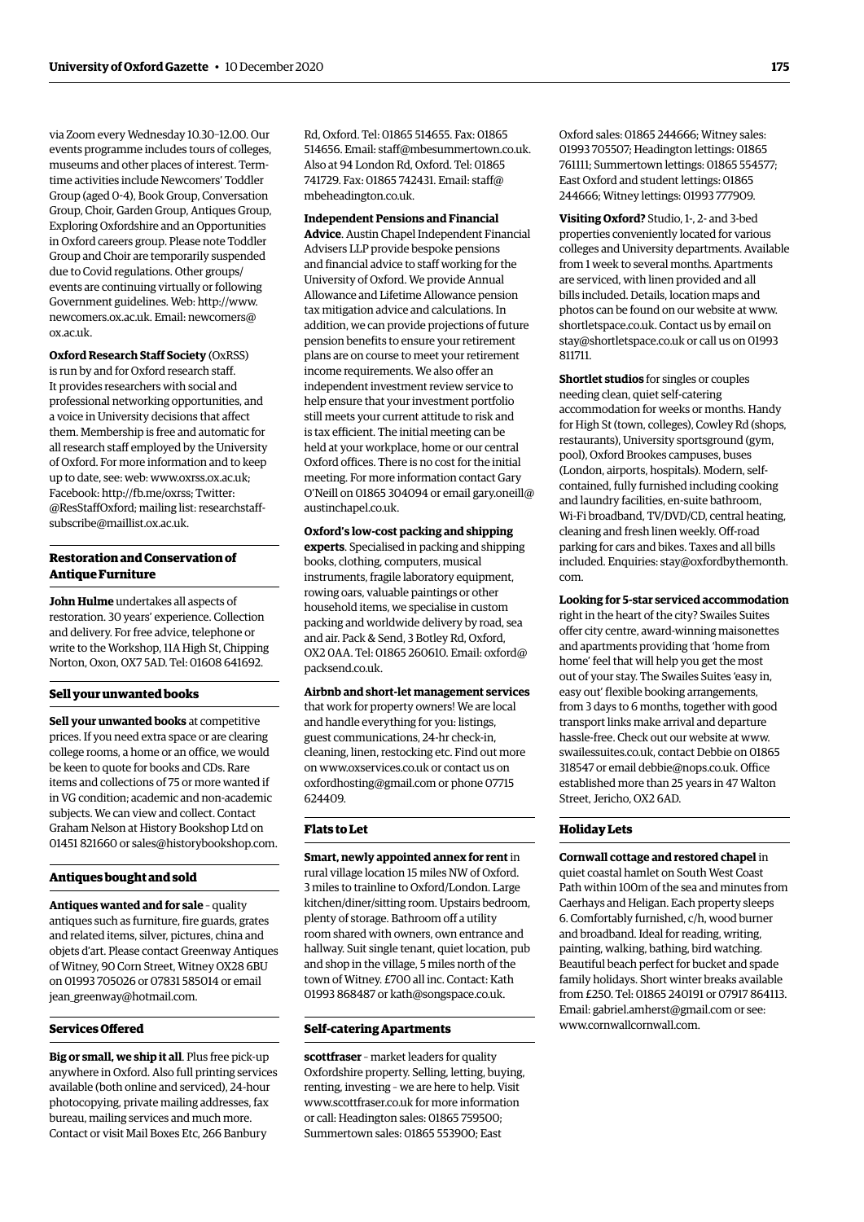via Zoom every Wednesday 10.30–12.00. Our events programme includes tours of colleges, museums and other places of interest. Term-time activities include Newcomers' Toddler Group (aged 0–4), Book Group, Conversation Group, Choir, Garden Group, Antiques Group, Exploring Oxfordshire and an Opportunities in Oxford careers group. Please note Toddler Group and Choir are temporarily suspended due to Covid regulations. Other groups/events are continuing virtually or following Government guidelines. Web: http://www.newcomers.ox.ac.uk. Email: newcomers@ox.ac.uk.

**Oxford Research Staff Society** (OxRSS) is run by and for Oxford research staff. It provides researchers with social and professional networking opportunities, and a voice in University decisions that affect them. Membership is free and automatic for all research staff employed by the University of Oxford. For more information and to keep up to date, see: web: www.oxrss.ox.ac.uk; Facebook: http://fb.me/oxrss; Twitter: @ResStaffOxford; mailing list: researchstaff-subscribe@maillist.ox.ac.uk.

## Restoration and Conservation of Antique Furniture

**John Hulme** undertakes all aspects of restoration. 30 years' experience. Collection and delivery. For free advice, telephone or write to the Workshop, 11A High St, Chipping Norton, Oxon, OX7 5AD. Tel: 01608 641692.

## Sell your unwanted books

**Sell your unwanted books** at competitive prices. If you need extra space or are clearing college rooms, a home or an office, we would be keen to quote for books and CDs. Rare items and collections of 75 or more wanted if in VG condition; academic and non-academic subjects. We can view and collect. Contact Graham Nelson at History Bookshop Ltd on 01451 821660 or sales@historybookshop.com.

## Antiques bought and sold

**Antiques wanted and for sale** – quality antiques such as furniture, fire guards, grates and related items, silver, pictures, china and objets d'art. Please contact Greenway Antiques of Witney, 90 Corn Street, Witney OX28 6BU on 01993 705026 or 07831 585014 or email jean_greenway@hotmail.com.

## Services Offered

**Big or small, we ship it all**. Plus free pick-up anywhere in Oxford. Also full printing services available (both online and serviced), 24-hour photocopying, private mailing addresses, fax bureau, mailing services and much more. Contact or visit Mail Boxes Etc, 266 Banbury Rd, Oxford. Tel: 01865 514655. Fax: 01865 514656. Email: staff@mbesummertown.co.uk. Also at 94 London Rd, Oxford. Tel: 01865 741729. Fax: 01865 742431. Email: staff@mbeheadington.co.uk.

**Independent Pensions and Financial Advice**. Austin Chapel Independent Financial Advisers LLP provide bespoke pensions and financial advice to staff working for the University of Oxford. We provide Annual Allowance and Lifetime Allowance pension tax mitigation advice and calculations. In addition, we can provide projections of future pension benefits to ensure your retirement plans are on course to meet your retirement income requirements. We also offer an independent investment review service to help ensure that your investment portfolio still meets your current attitude to risk and is tax efficient. The initial meeting can be held at your workplace, home or our central Oxford offices. There is no cost for the initial meeting. For more information contact Gary O'Neill on 01865 304094 or email gary.oneill@austinchapel.co.uk.

**Oxford's low-cost packing and shipping experts**. Specialised in packing and shipping books, clothing, computers, musical instruments, fragile laboratory equipment, rowing oars, valuable paintings or other household items, we specialise in custom packing and worldwide delivery by road, sea and air. Pack & Send, 3 Botley Rd, Oxford, OX2 0AA. Tel: 01865 260610. Email: oxford@packsend.co.uk.

**Airbnb and short-let management services** that work for property owners! We are local and handle everything for you: listings, guest communications, 24-hr check-in, cleaning, linen, restocking etc. Find out more on www.oxservices.co.uk or contact us on oxfordhosting@gmail.com or phone 07715 624409.

## Flats to Let

**Smart, newly appointed annex for rent** in rural village location 15 miles NW of Oxford. 3 miles to trainline to Oxford/London. Large kitchen/diner/sitting room. Upstairs bedroom, plenty of storage. Bathroom off a utility room shared with owners, own entrance and hallway. Suit single tenant, quiet location, pub and shop in the village, 5 miles north of the town of Witney. £700 all inc. Contact: Kath 01993 868487 or kath@songspace.co.uk.

## Self-catering Apartments

**scottfraser** – market leaders for quality Oxfordshire property. Selling, letting, buying, renting, investing – we are here to help. Visit www.scottfraser.co.uk for more information or call: Headington sales: 01865 759500; Summertown sales: 01865 553900; East Oxford sales: 01865 244666; Witney sales: 01993 705507; Headington lettings: 01865 761111; Summertown lettings: 01865 554577; East Oxford and student lettings: 01865 244666; Witney lettings: 01993 777909.

**Visiting Oxford?** Studio, 1-, 2- and 3-bed properties conveniently located for various colleges and University departments. Available from 1 week to several months. Apartments are serviced, with linen provided and all bills included. Details, location maps and photos can be found on our website at www.shortletspace.co.uk. Contact us by email on stay@shortletspace.co.uk or call us on 01993 811711.

**Shortlet studios** for singles or couples needing clean, quiet self-catering accommodation for weeks or months. Handy for High St (town, colleges), Cowley Rd (shops, restaurants), University sportsground (gym, pool), Oxford Brookes campuses, buses (London, airports, hospitals). Modern, self-contained, fully furnished including cooking and laundry facilities, en-suite bathroom, Wi-Fi broadband, TV/DVD/CD, central heating, cleaning and fresh linen weekly. Off-road parking for cars and bikes. Taxes and all bills included. Enquiries: stay@oxfordbythemonth.com.

**Looking for 5-star serviced accommodation** right in the heart of the city? Swailes Suites offer city centre, award-winning maisonettes and apartments providing that 'home from home' feel that will help you get the most out of your stay. The Swailes Suites 'easy in, easy out' flexible booking arrangements, from 3 days to 6 months, together with good transport links make arrival and departure hassle-free. Check out our website at www.swailessuites.co.uk, contact Debbie on 01865 318547 or email debbie@nops.co.uk. Office established more than 25 years in 47 Walton Street, Jericho, OX2 6AD.

## Holiday Lets

**Cornwall cottage and restored chapel** in quiet coastal hamlet on South West Coast Path within 100m of the sea and minutes from Caerhays and Heligan. Each property sleeps 6. Comfortably furnished, c/h, wood burner and broadband. Ideal for reading, writing, painting, walking, bathing, bird watching. Beautiful beach perfect for bucket and spade family holidays. Short winter breaks available from £250. Tel: 01865 240191 or 07917 864113. Email: gabriel.amherst@gmail.com or see: www.cornwallcornwall.com.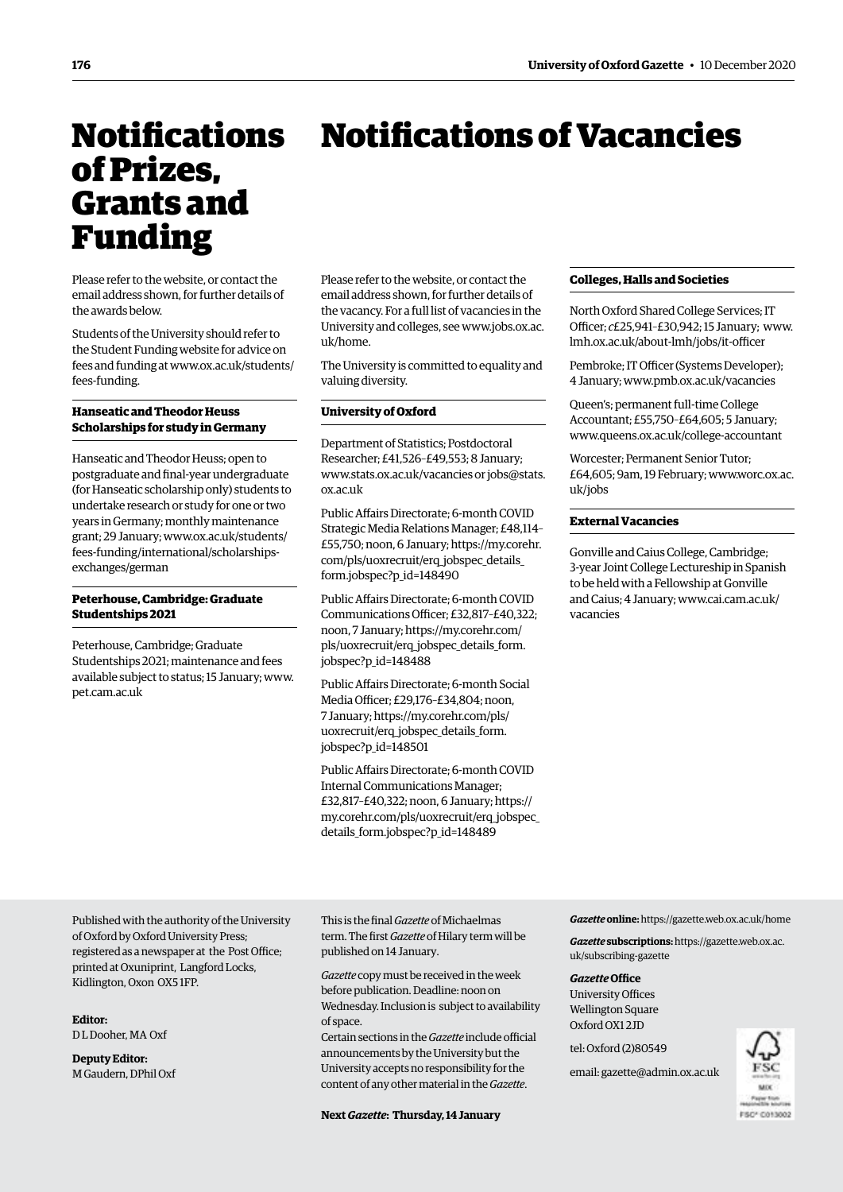# Notifications of Prizes, Grants and Funding

Please refer to the website, or contact the email address shown, for further details of the awards below.

Students of the University should refer to the Student Funding website for advice on fees and funding at www.ox.ac.uk/students/fees-funding.

### Hanseatic and Theodor Heuss Scholarships for study in Germany

Hanseatic and Theodor Heuss; open to postgraduate and final-year undergraduate (for Hanseatic scholarship only) students to undertake research or study for one or two years in Germany; monthly maintenance grant; 29 January; www.ox.ac.uk/students/fees-funding/international/scholarships-exchanges/german

### Peterhouse, Cambridge: Graduate Studentships 2021

Peterhouse, Cambridge; Graduate Studentships 2021; maintenance and fees available subject to status; 15 January; www.pet.cam.ac.uk

# Notifications of Vacancies

Please refer to the website, or contact the email address shown, for further details of the vacancy. For a full list of vacancies in the University and colleges, see www.jobs.ox.ac.uk/home.

The University is committed to equality and valuing diversity.

### University of Oxford

Department of Statistics; Postdoctoral Researcher; £41,526–£49,553; 8 January; www.stats.ox.ac.uk/vacancies or jobs@stats.ox.ac.uk

Public Affairs Directorate; 6-month COVID Strategic Media Relations Manager; £48,114–£55,750; noon, 6 January; https://my.corehr.com/pls/uoxrecruit/erq_jobspec_details_form.jobspec?p_id=148490

Public Affairs Directorate; 6-month COVID Communications Officer; £32,817–£40,322; noon, 7 January; https://my.corehr.com/pls/uoxrecruit/erq_jobspec_details_form.jobspec?p_id=148488

Public Affairs Directorate; 6-month Social Media Officer; £29,176–£34,804; noon, 7 January; https://my.corehr.com/pls/uoxrecruit/erq_jobspec_details_form.jobspec?p_id=148501

Public Affairs Directorate; 6-month COVID Internal Communications Manager; £32,817–£40,322; noon, 6 January; https://my.corehr.com/pls/uoxrecruit/erq_jobspec_details_form.jobspec?p_id=148489

### Colleges, Halls and Societies

North Oxford Shared College Services; IT Officer; *c*£25,941–£30,942; 15 January; www.lmh.ox.ac.uk/about-lmh/jobs/it-officer

Pembroke; IT Officer (Systems Developer); 4 January; www.pmb.ox.ac.uk/vacancies

Queen's; permanent full-time College Accountant; £55,750–£64,605; 5 January; www.queens.ox.ac.uk/college-accountant

Worcester; Permanent Senior Tutor; £64,605; 9am, 19 February; www.worc.ox.ac.uk/jobs

### External Vacancies

Gonville and Caius College, Cambridge; 3-year Joint College Lectureship in Spanish to be held with a Fellowship at Gonville and Caius; 4 January; www.cai.cam.ac.uk/vacancies

---

Published with the authority of the University of Oxford by Oxford University Press; registered as a newspaper at the Post Office; printed at Oxuniprint, Langford Locks, Kidlington, Oxon OX5 1FP.

**Editor:**
D L Dooher, MA Oxf

**Deputy Editor:**
M Gaudern, DPhil Oxf

This is the final *Gazette* of Michaelmas term. The first *Gazette* of Hilary term will be published on 14 January.

*Gazette* copy must be received in the week before publication. Deadline: noon on Wednesday. Inclusion is subject to availability of space.
Certain sections in the *Gazette* include official announcements by the University but the University accepts no responsibility for the content of any other material in the *Gazette*.

**Next *Gazette*: Thursday, 14 January**

***Gazette* online:** https://gazette.web.ox.ac.uk/home

***Gazette* subscriptions:** https://gazette.web.ox.ac.uk/subscribing-gazette

***Gazette* Office**
University Offices
Wellington Square
Oxford OX1 2JD

tel: Oxford (2)80549

email: gazette@admin.ox.ac.uk

FSC MIX Paper from responsible sources FSC® C013002